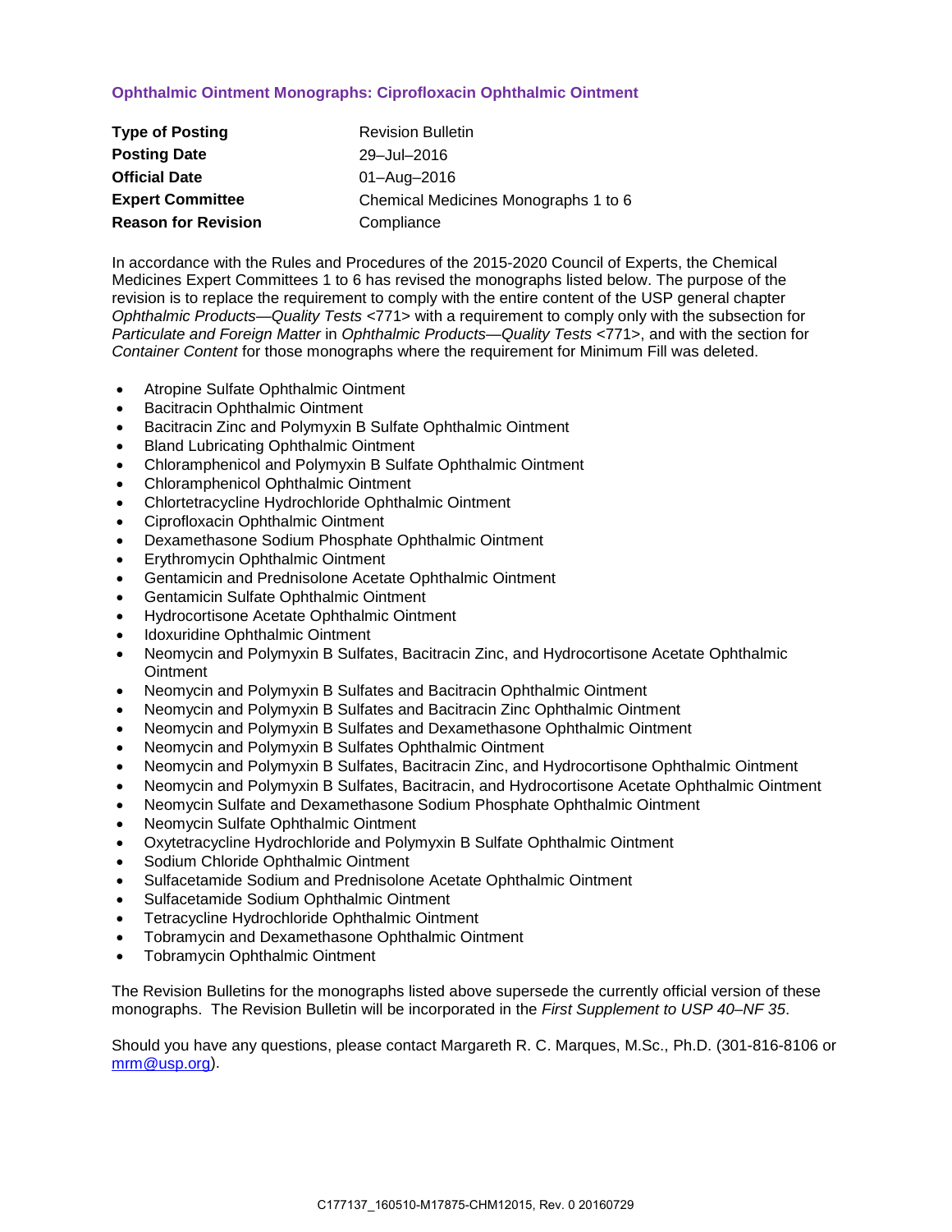## Ophthalmic Ointment Monographs: Ciprofloxacin Ophthalmic Ointment

| | |
|---|---|
| **Type of Posting** | Revision Bulletin |
| **Posting Date** | 29–Jul–2016 |
| **Official Date** | 01–Aug–2016 |
| **Expert Committee** | Chemical Medicines Monographs 1 to 6 |
| **Reason for Revision** | Compliance |

In accordance with the Rules and Procedures of the 2015-2020 Council of Experts, the Chemical Medicines Expert Committees 1 to 6 has revised the monographs listed below. The purpose of the revision is to replace the requirement to comply with the entire content of the USP general chapter *Ophthalmic Products—Quality Tests* <771> with a requirement to comply only with the subsection for *Particulate and Foreign Matter* in *Ophthalmic Products—Quality Tests* <771>, and with the section for *Container Content* for those monographs where the requirement for Minimum Fill was deleted.

- Atropine Sulfate Ophthalmic Ointment
- Bacitracin Ophthalmic Ointment
- Bacitracin Zinc and Polymyxin B Sulfate Ophthalmic Ointment
- Bland Lubricating Ophthalmic Ointment
- Chloramphenicol and Polymyxin B Sulfate Ophthalmic Ointment
- Chloramphenicol Ophthalmic Ointment
- Chlortetracycline Hydrochloride Ophthalmic Ointment
- Ciprofloxacin Ophthalmic Ointment
- Dexamethasone Sodium Phosphate Ophthalmic Ointment
- Erythromycin Ophthalmic Ointment
- Gentamicin and Prednisolone Acetate Ophthalmic Ointment
- Gentamicin Sulfate Ophthalmic Ointment
- Hydrocortisone Acetate Ophthalmic Ointment
- Idoxuridine Ophthalmic Ointment
- Neomycin and Polymyxin B Sulfates, Bacitracin Zinc, and Hydrocortisone Acetate Ophthalmic Ointment
- Neomycin and Polymyxin B Sulfates and Bacitracin Ophthalmic Ointment
- Neomycin and Polymyxin B Sulfates and Bacitracin Zinc Ophthalmic Ointment
- Neomycin and Polymyxin B Sulfates and Dexamethasone Ophthalmic Ointment
- Neomycin and Polymyxin B Sulfates Ophthalmic Ointment
- Neomycin and Polymyxin B Sulfates, Bacitracin Zinc, and Hydrocortisone Ophthalmic Ointment
- Neomycin and Polymyxin B Sulfates, Bacitracin, and Hydrocortisone Acetate Ophthalmic Ointment
- Neomycin Sulfate and Dexamethasone Sodium Phosphate Ophthalmic Ointment
- Neomycin Sulfate Ophthalmic Ointment
- Oxytetracycline Hydrochloride and Polymyxin B Sulfate Ophthalmic Ointment
- Sodium Chloride Ophthalmic Ointment
- Sulfacetamide Sodium and Prednisolone Acetate Ophthalmic Ointment
- Sulfacetamide Sodium Ophthalmic Ointment
- Tetracycline Hydrochloride Ophthalmic Ointment
- Tobramycin and Dexamethasone Ophthalmic Ointment
- Tobramycin Ophthalmic Ointment

The Revision Bulletins for the monographs listed above supersede the currently official version of these monographs. The Revision Bulletin will be incorporated in the *First Supplement to USP 40–NF 35*.

Should you have any questions, please contact Margareth R. C. Marques, M.Sc., Ph.D. (301-816-8106 or mrm@usp.org).

C177137_160510-M17875-CHM12015, Rev. 0 20160729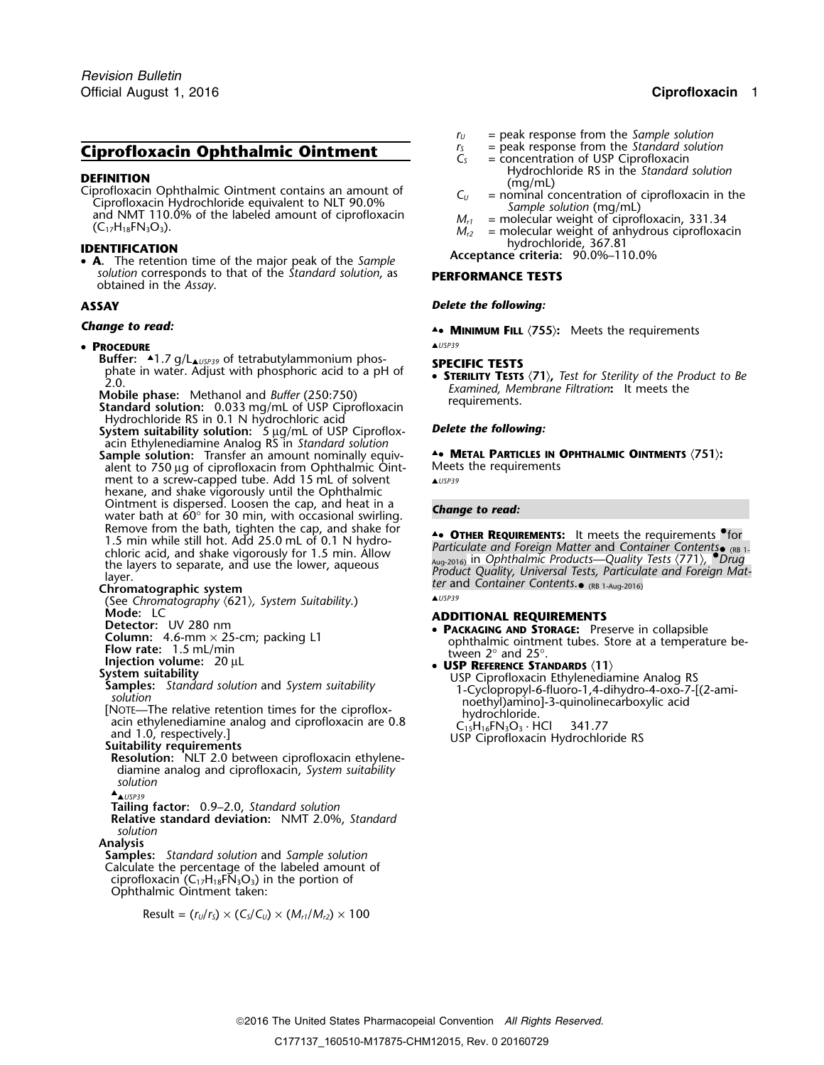# Ciprofloxacin Ophthalmic Ointment

## DEFINITION

Ciprofloxacin Ophthalmic Ointment contains an amount of Ciprofloxacin Hydrochloride equivalent to NLT 90.0% and NMT 110.0% of the labeled amount of ciprofloxacin ($C_{17}H_{18}FN_3O_3$).

## IDENTIFICATION

- **A.** The retention time of the major peak of the *Sample solution* corresponds to that of the *Standard solution*, as obtained in the *Assay*.

## ASSAY

***Change to read:***

- **PROCEDURE**

  **Buffer:** ▲1.7 g/L▲USP39 of tetrabutylammonium phosphate in water. Adjust with phosphoric acid to a pH of 2.0.

  **Mobile phase:** Methanol and *Buffer* (250:750)

  **Standard solution:** 0.033 mg/mL of USP Ciprofloxacin Hydrochloride RS in 0.1 N hydrochloric acid

  **System suitability solution:** 5 µg/mL of USP Ciprofloxacin Ethylenediamine Analog RS in *Standard solution*

  **Sample solution:** Transfer an amount nominally equivalent to 750 µg of ciprofloxacin from Ophthalmic Ointment to a screw-capped tube. Add 15 mL of solvent hexane, and shake vigorously until the Ophthalmic Ointment is dispersed. Loosen the cap, and heat in a water bath at 60° for 30 min, with occasional swirling. Remove from the bath, tighten the cap, and shake for 1.5 min while still hot. Add 25.0 mL of 0.1 N hydrochloric acid, and shake vigorously for 1.5 min. Allow the layers to separate, and use the lower, aqueous layer.

  **Chromatographic system**

  (See *Chromatography* ⟨621⟩, *System Suitability.*)

  **Mode:** LC

  **Detector:** UV 280 nm

  **Column:** 4.6-mm × 25-cm; packing L1

  **Flow rate:** 1.5 mL/min

  **Injection volume:** 20 µL

  **System suitability**

  **Samples:** *Standard solution* and *System suitability solution*

  [NOTE—The relative retention times for the ciprofloxacin ethylenediamine analog and ciprofloxacin are 0.8 and 1.0, respectively.]

  **Suitability requirements**

  **Resolution:** NLT 2.0 between ciprofloxacin ethylenediamine analog and ciprofloxacin, *System suitability solution*

  ▲▲USP39

  **Tailing factor:** 0.9–2.0, *Standard solution*

  **Relative standard deviation:** NMT 2.0%, *Standard solution*

  **Analysis**

  **Samples:** *Standard solution* and *Sample solution*

  Calculate the percentage of the labeled amount of ciprofloxacin ($C_{17}H_{18}FN_3O_3$) in the portion of Ophthalmic Ointment taken:

$$\text{Result} = (r_U/r_S) \times (C_S/C_U) \times (M_{r1}/M_{r2}) \times 100$$

  $r_U$ = peak response from the *Sample solution*

  $r_S$ = peak response from the *Standard solution*

  $C_S$ = concentration of USP Ciprofloxacin Hydrochloride RS in the *Standard solution* (mg/mL)

  $C_U$ = nominal concentration of ciprofloxacin in the *Sample solution* (mg/mL)

  $M_{r1}$ = molecular weight of ciprofloxacin, 331.34

  $M_{r2}$ = molecular weight of anhydrous ciprofloxacin hydrochloride, 367.81

  **Acceptance criteria:** 90.0%–110.0%

## PERFORMANCE TESTS

***Delete the following:***

▲• **MINIMUM FILL** ⟨755⟩**:** Meets the requirements

▲USP39

## SPECIFIC TESTS

- **STERILITY TESTS** ⟨71⟩**,** *Test for Sterility of the Product to Be Examined, Membrane Filtration***:** It meets the requirements.

***Delete the following:***

▲• **METAL PARTICLES IN OPHTHALMIC OINTMENTS** ⟨751⟩**:** Meets the requirements

▲USP39

***Change to read:***

▲• **OTHER REQUIREMENTS:** It meets the requirements •for *Particulate and Foreign Matter* and *Container Contents*• (RB 1-Aug-2016) in *Ophthalmic Products—Quality Tests* ⟨771⟩, •*Drug Product Quality, Universal Tests, Particulate and Foreign Matter* and *Container Contents*.• (RB 1-Aug-2016)

▲USP39

## ADDITIONAL REQUIREMENTS

- **PACKAGING AND STORAGE:** Preserve in collapsible ophthalmic ointment tubes. Store at a temperature between 2° and 25°.
- **USP REFERENCE STANDARDS** ⟨11⟩

  USP Ciprofloxacin Ethylenediamine Analog RS

  1-Cyclopropyl-6-fluoro-1,4-dihydro-4-oxo-7-[(2-aminoethyl)amino]-3-quinolinecarboxylic acid hydrochloride.

  $C_{15}H_{16}FN_3O_3 \cdot HCl$ 341.77

  USP Ciprofloxacin Hydrochloride RS